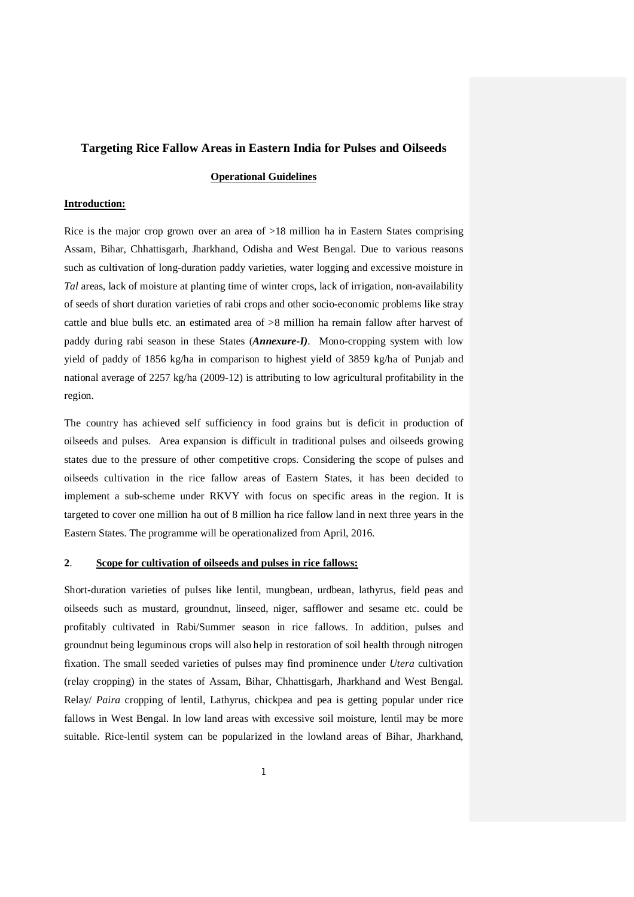# Targeting Rice Fallow Areas in Eastern India for Pulses and Oilseeds

## Operational Guidelines

**Introduction:**

Rice is the major crop grown over an area of >18 million ha in Eastern States comprising Assam, Bihar, Chhattisgarh, Jharkhand, Odisha and West Bengal. Due to various reasons such as cultivation of long-duration paddy varieties, water logging and excessive moisture in *Tal* areas, lack of moisture at planting time of winter crops, lack of irrigation, non-availability of seeds of short duration varieties of rabi crops and other socio-economic problems like stray cattle and blue bulls etc. an estimated area of >8 million ha remain fallow after harvest of paddy during rabi season in these States (***Annexure-I)***. Mono-cropping system with low yield of paddy of 1856 kg/ha in comparison to highest yield of 3859 kg/ha of Punjab and national average of 2257 kg/ha (2009-12) is attributing to low agricultural profitability in the region.

The country has achieved self sufficiency in food grains but is deficit in production of oilseeds and pulses. Area expansion is difficult in traditional pulses and oilseeds growing states due to the pressure of other competitive crops. Considering the scope of pulses and oilseeds cultivation in the rice fallow areas of Eastern States, it has been decided to implement a sub-scheme under RKVY with focus on specific areas in the region. It is targeted to cover one million ha out of 8 million ha rice fallow land in next three years in the Eastern States. The programme will be operationalized from April, 2016.

**2**. **Scope for cultivation of oilseeds and pulses in rice fallows:**

Short-duration varieties of pulses like lentil, mungbean, urdbean, lathyrus, field peas and oilseeds such as mustard, groundnut, linseed, niger, safflower and sesame etc. could be profitably cultivated in Rabi/Summer season in rice fallows. In addition, pulses and groundnut being leguminous crops will also help in restoration of soil health through nitrogen fixation. The small seeded varieties of pulses may find prominence under *Utera* cultivation (relay cropping) in the states of Assam, Bihar, Chhattisgarh, Jharkhand and West Bengal. Relay/ *Paira* cropping of lentil, Lathyrus, chickpea and pea is getting popular under rice fallows in West Bengal. In low land areas with excessive soil moisture, lentil may be more suitable. Rice-lentil system can be popularized in the lowland areas of Bihar, Jharkhand,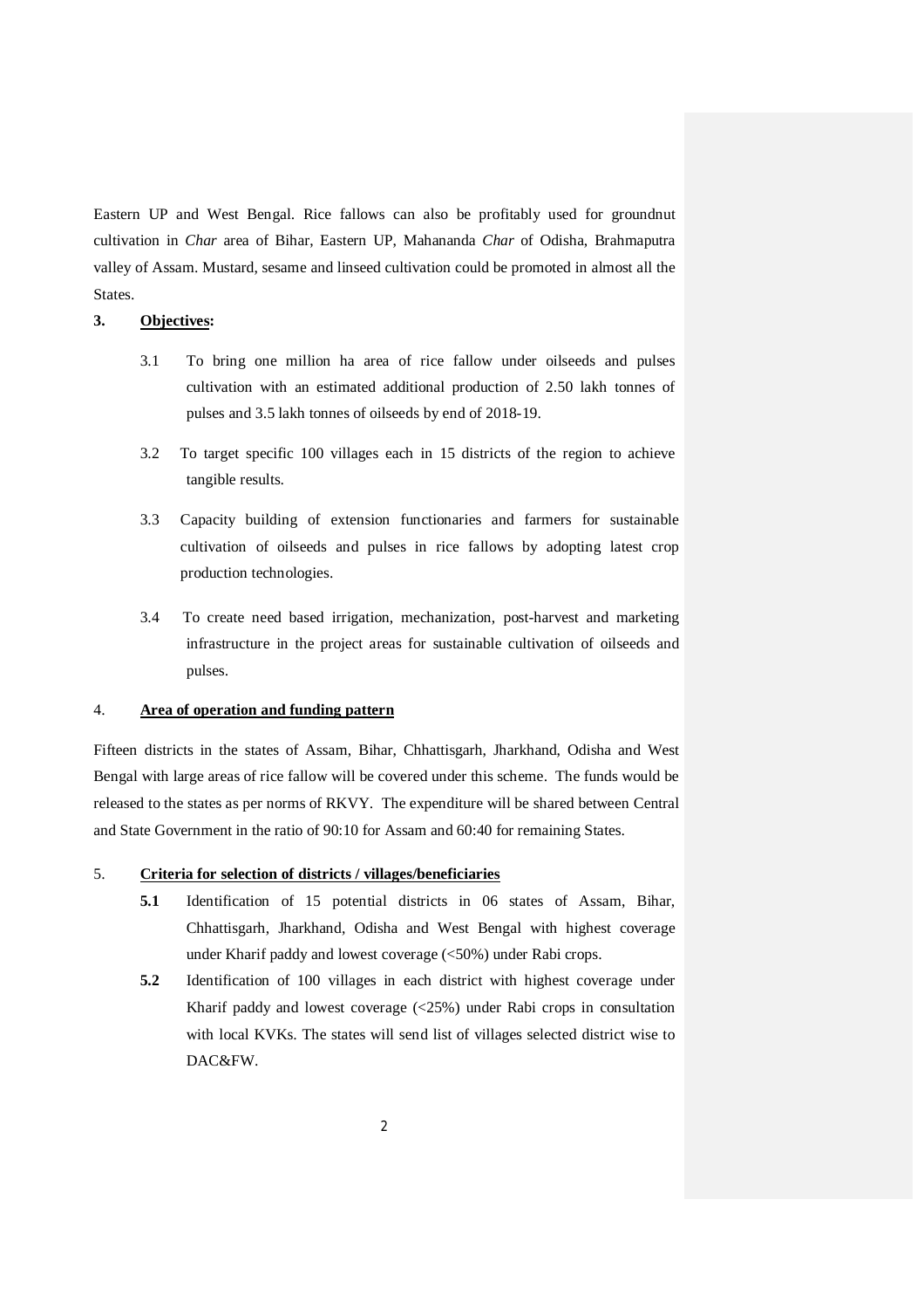Eastern UP and West Bengal. Rice fallows can also be profitably used for groundnut cultivation in *Char* area of Bihar, Eastern UP, Mahananda *Char* of Odisha, Brahmaputra valley of Assam. Mustard, sesame and linseed cultivation could be promoted in almost all the States.

## 3. **Objectives:**

3.1 To bring one million ha area of rice fallow under oilseeds and pulses cultivation with an estimated additional production of 2.50 lakh tonnes of pulses and 3.5 lakh tonnes of oilseeds by end of 2018-19.

3.2 To target specific 100 villages each in 15 districts of the region to achieve tangible results.

3.3 Capacity building of extension functionaries and farmers for sustainable cultivation of oilseeds and pulses in rice fallows by adopting latest crop production technologies.

3.4 To create need based irrigation, mechanization, post-harvest and marketing infrastructure in the project areas for sustainable cultivation of oilseeds and pulses.

## 4. **Area of operation and funding pattern**

Fifteen districts in the states of Assam, Bihar, Chhattisgarh, Jharkhand, Odisha and West Bengal with large areas of rice fallow will be covered under this scheme. The funds would be released to the states as per norms of RKVY. The expenditure will be shared between Central and State Government in the ratio of 90:10 for Assam and 60:40 for remaining States.

## 5. **Criteria for selection of districts / villages/beneficiaries**

**5.1** Identification of 15 potential districts in 06 states of Assam, Bihar, Chhattisgarh, Jharkhand, Odisha and West Bengal with highest coverage under Kharif paddy and lowest coverage (<50%) under Rabi crops.

**5.2** Identification of 100 villages in each district with highest coverage under Kharif paddy and lowest coverage (<25%) under Rabi crops in consultation with local KVKs. The states will send list of villages selected district wise to DAC&FW.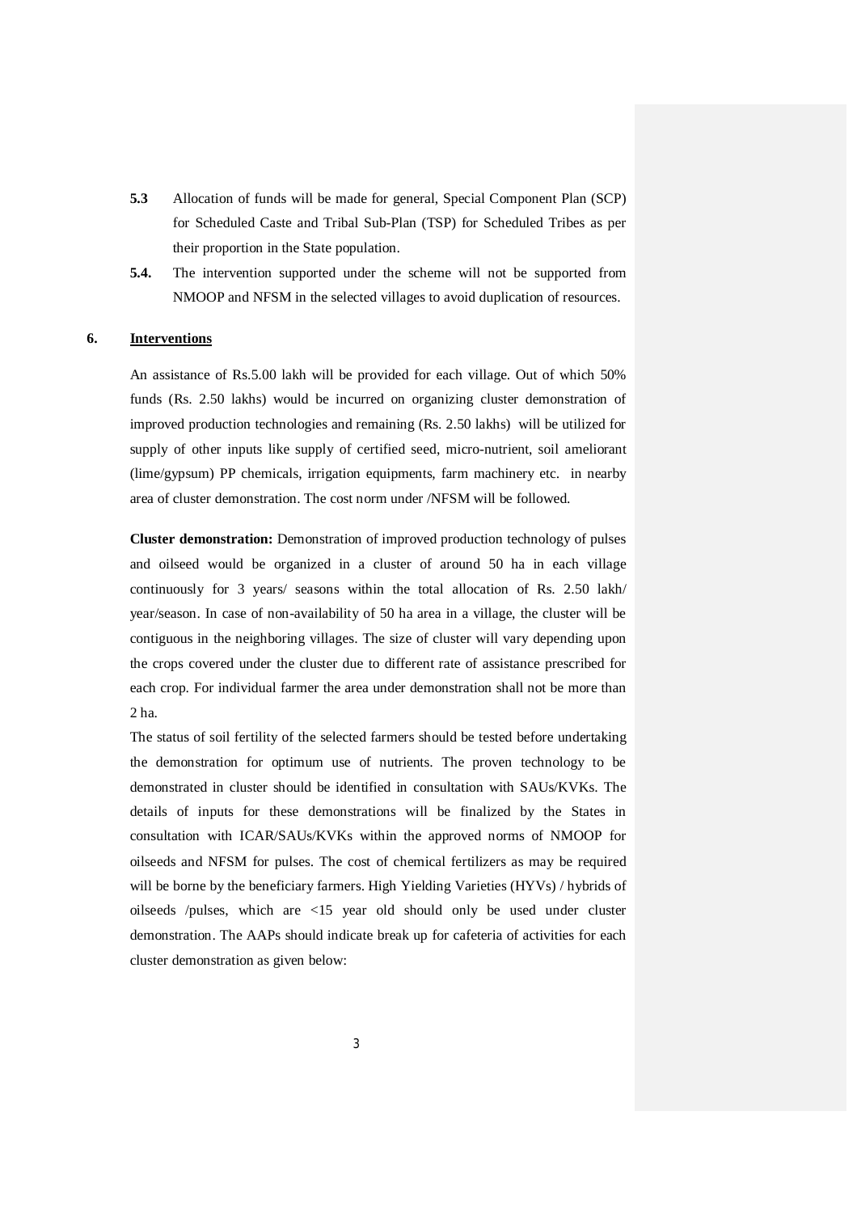**5.3** Allocation of funds will be made for general, Special Component Plan (SCP) for Scheduled Caste and Tribal Sub-Plan (TSP) for Scheduled Tribes as per their proportion in the State population.

**5.4.** The intervention supported under the scheme will not be supported from NMOOP and NFSM in the selected villages to avoid duplication of resources.

## 6. Interventions

An assistance of Rs.5.00 lakh will be provided for each village. Out of which 50% funds (Rs. 2.50 lakhs) would be incurred on organizing cluster demonstration of improved production technologies and remaining (Rs. 2.50 lakhs) will be utilized for supply of other inputs like supply of certified seed, micro-nutrient, soil ameliorant (lime/gypsum) PP chemicals, irrigation equipments, farm machinery etc. in nearby area of cluster demonstration. The cost norm under /NFSM will be followed.

**Cluster demonstration:** Demonstration of improved production technology of pulses and oilseed would be organized in a cluster of around 50 ha in each village continuously for 3 years/ seasons within the total allocation of Rs. 2.50 lakh/ year/season. In case of non-availability of 50 ha area in a village, the cluster will be contiguous in the neighboring villages. The size of cluster will vary depending upon the crops covered under the cluster due to different rate of assistance prescribed for each crop. For individual farmer the area under demonstration shall not be more than 2 ha.

The status of soil fertility of the selected farmers should be tested before undertaking the demonstration for optimum use of nutrients. The proven technology to be demonstrated in cluster should be identified in consultation with SAUs/KVKs. The details of inputs for these demonstrations will be finalized by the States in consultation with ICAR/SAUs/KVKs within the approved norms of NMOOP for oilseeds and NFSM for pulses. The cost of chemical fertilizers as may be required will be borne by the beneficiary farmers. High Yielding Varieties (HYVs) / hybrids of oilseeds /pulses, which are <15 year old should only be used under cluster demonstration. The AAPs should indicate break up for cafeteria of activities for each cluster demonstration as given below: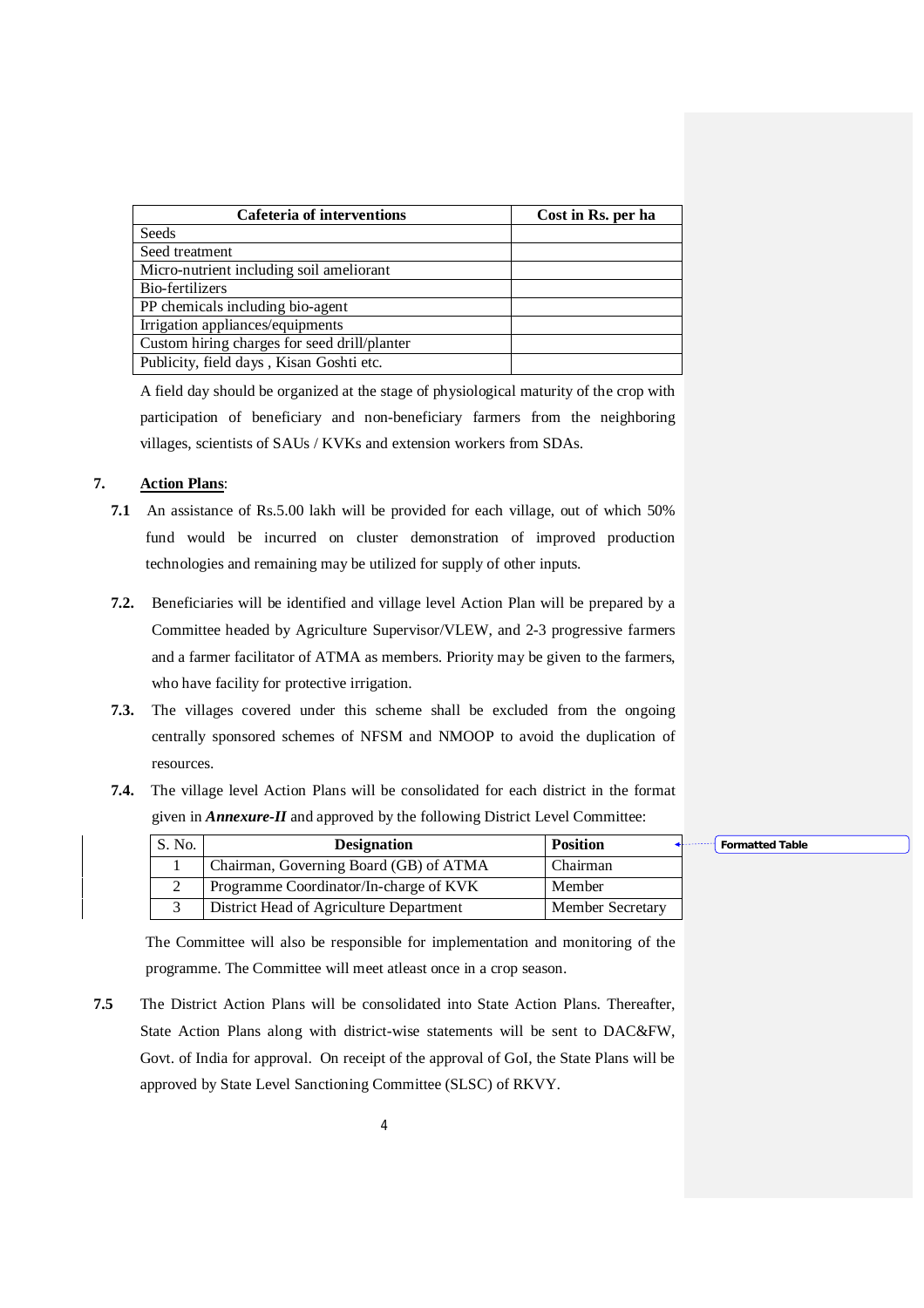| Cafeteria of interventions | Cost in Rs. per ha |
|---|---|
| Seeds | |
| Seed treatment | |
| Micro-nutrient including soil ameliorant | |
| Bio-fertilizers | |
| PP chemicals including bio-agent | |
| Irrigation appliances/equipments | |
| Custom hiring charges for seed drill/planter | |
| Publicity, field days , Kisan Goshti etc. | |

A field day should be organized at the stage of physiological maturity of the crop with participation of beneficiary and non-beneficiary farmers from the neighboring villages, scientists of SAUs / KVKs and extension workers from SDAs.

**7. Action Plans**:

**7.1** An assistance of Rs.5.00 lakh will be provided for each village, out of which 50% fund would be incurred on cluster demonstration of improved production technologies and remaining may be utilized for supply of other inputs.

**7.2.** Beneficiaries will be identified and village level Action Plan will be prepared by a Committee headed by Agriculture Supervisor/VLEW, and 2-3 progressive farmers and a farmer facilitator of ATMA as members. Priority may be given to the farmers, who have facility for protective irrigation.

**7.3.** The villages covered under this scheme shall be excluded from the ongoing centrally sponsored schemes of NFSM and NMOOP to avoid the duplication of resources.

**7.4.** The village level Action Plans will be consolidated for each district in the format given in ***Annexure-II*** and approved by the following District Level Committee:

| S. No. | Designation | Position |
|---|---|---|
| 1 | Chairman, Governing Board (GB) of ATMA | Chairman |
| 2 | Programme Coordinator/In-charge of KVK | Member |
| 3 | District Head of Agriculture Department | Member Secretary |

The Committee will also be responsible for implementation and monitoring of the programme. The Committee will meet atleast once in a crop season.

**7.5** The District Action Plans will be consolidated into State Action Plans. Thereafter, State Action Plans along with district-wise statements will be sent to DAC&FW, Govt. of India for approval. On receipt of the approval of GoI, the State Plans will be approved by State Level Sanctioning Committee (SLSC) of RKVY.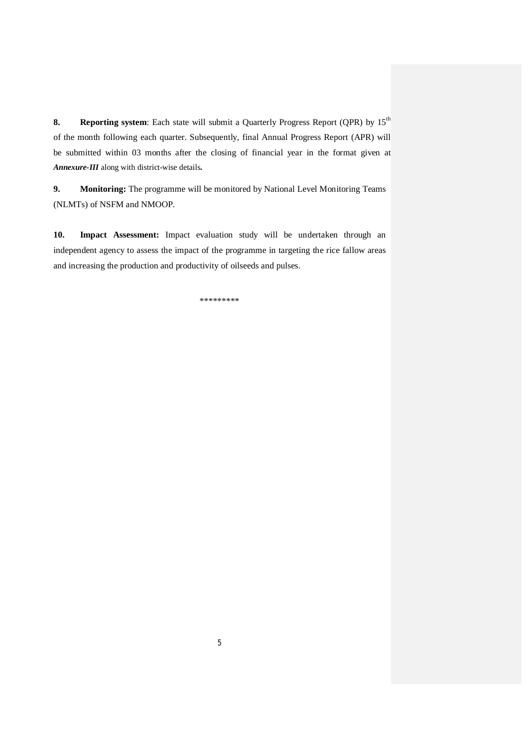**8. Reporting system**: Each state will submit a Quarterly Progress Report (QPR) by 15$^{th}$ of the month following each quarter. Subsequently, final Annual Progress Report (APR) will be submitted within 03 months after the closing of financial year in the format given at ***Annexure-III*** along with district-wise details**.**

**9. Monitoring:** The programme will be monitored by National Level Monitoring Teams (NLMTs) of NSFM and NMOOP.

**10. Impact Assessment:** Impact evaluation study will be undertaken through an independent agency to assess the impact of the programme in targeting the rice fallow areas and increasing the production and productivity of oilseeds and pulses.

*********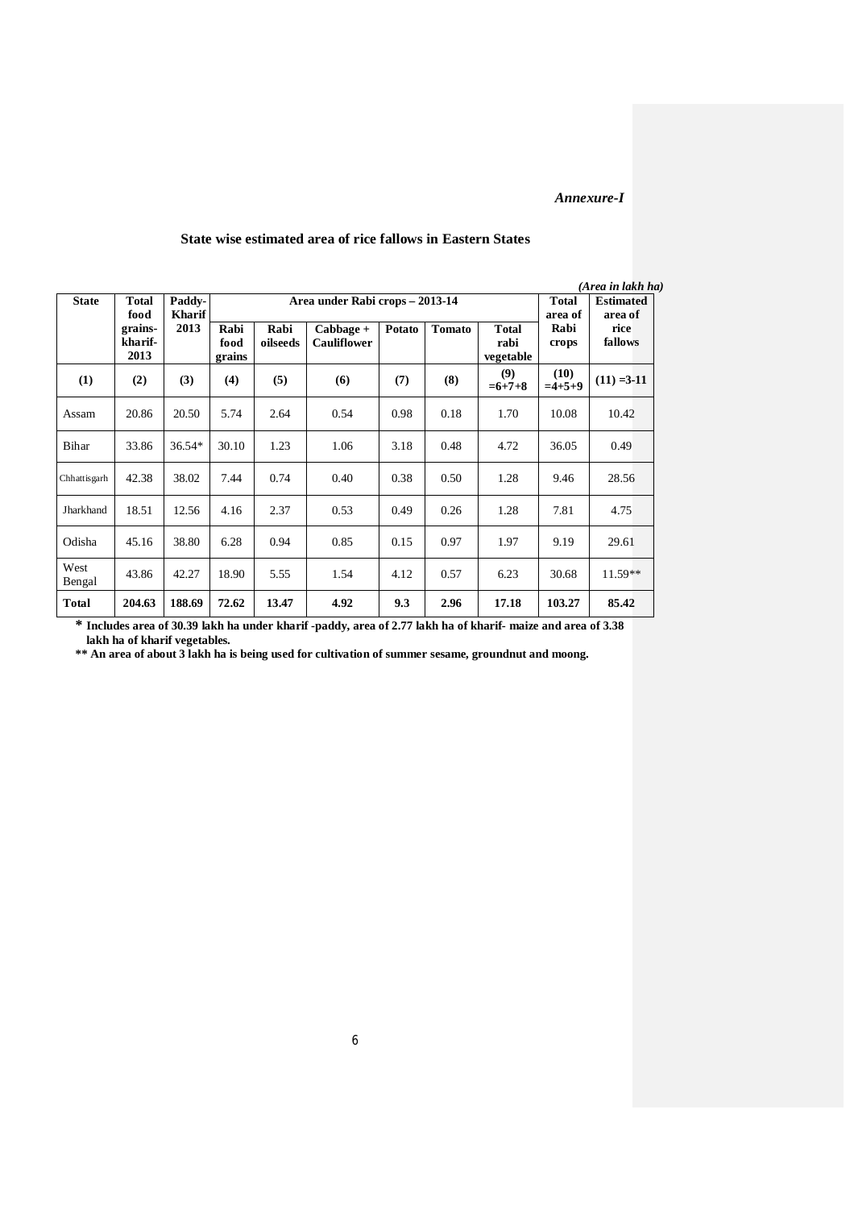*Annexure-I*

**State wise estimated area of rice fallows in Eastern States**

*(Area in lakh ha)*

| State | Total food grains-kharif-2013 | Paddy-Kharif 2013 | Area under Rabi crops – 2013-14 | | | | | | Total area of Rabi crops | Estimated area of rice fallows |
|---|---|---|---|---|---|---|---|---|---|---|
| | | | Rabi food grains | Rabi oilseeds | Cabbage + Cauliflower | Potato | Tomato | Total rabi vegetable | | |
| (1) | (2) | (3) | (4) | (5) | (6) | (7) | (8) | (9) =6+7+8 | (10) =4+5+9 | (11) =3-11 |
| Assam | 20.86 | 20.50 | 5.74 | 2.64 | 0.54 | 0.98 | 0.18 | 1.70 | 10.08 | 10.42 |
| Bihar | 33.86 | 36.54* | 30.10 | 1.23 | 1.06 | 3.18 | 0.48 | 4.72 | 36.05 | 0.49 |
| Chhattisgarh | 42.38 | 38.02 | 7.44 | 0.74 | 0.40 | 0.38 | 0.50 | 1.28 | 9.46 | 28.56 |
| Jharkhand | 18.51 | 12.56 | 4.16 | 2.37 | 0.53 | 0.49 | 0.26 | 1.28 | 7.81 | 4.75 |
| Odisha | 45.16 | 38.80 | 6.28 | 0.94 | 0.85 | 0.15 | 0.97 | 1.97 | 9.19 | 29.61 |
| West Bengal | 43.86 | 42.27 | 18.90 | 5.55 | 1.54 | 4.12 | 0.57 | 6.23 | 30.68 | 11.59** |
| **Total** | **204.63** | **188.69** | **72.62** | **13.47** | **4.92** | **9.3** | **2.96** | **17.18** | **103.27** | **85.42** |

**\* Includes area of 30.39 lakh ha under kharif -paddy, area of 2.77 lakh ha of kharif- maize and area of 3.38 lakh ha of kharif vegetables.**

**\*\* An area of about 3 lakh ha is being used for cultivation of summer sesame, groundnut and moong.**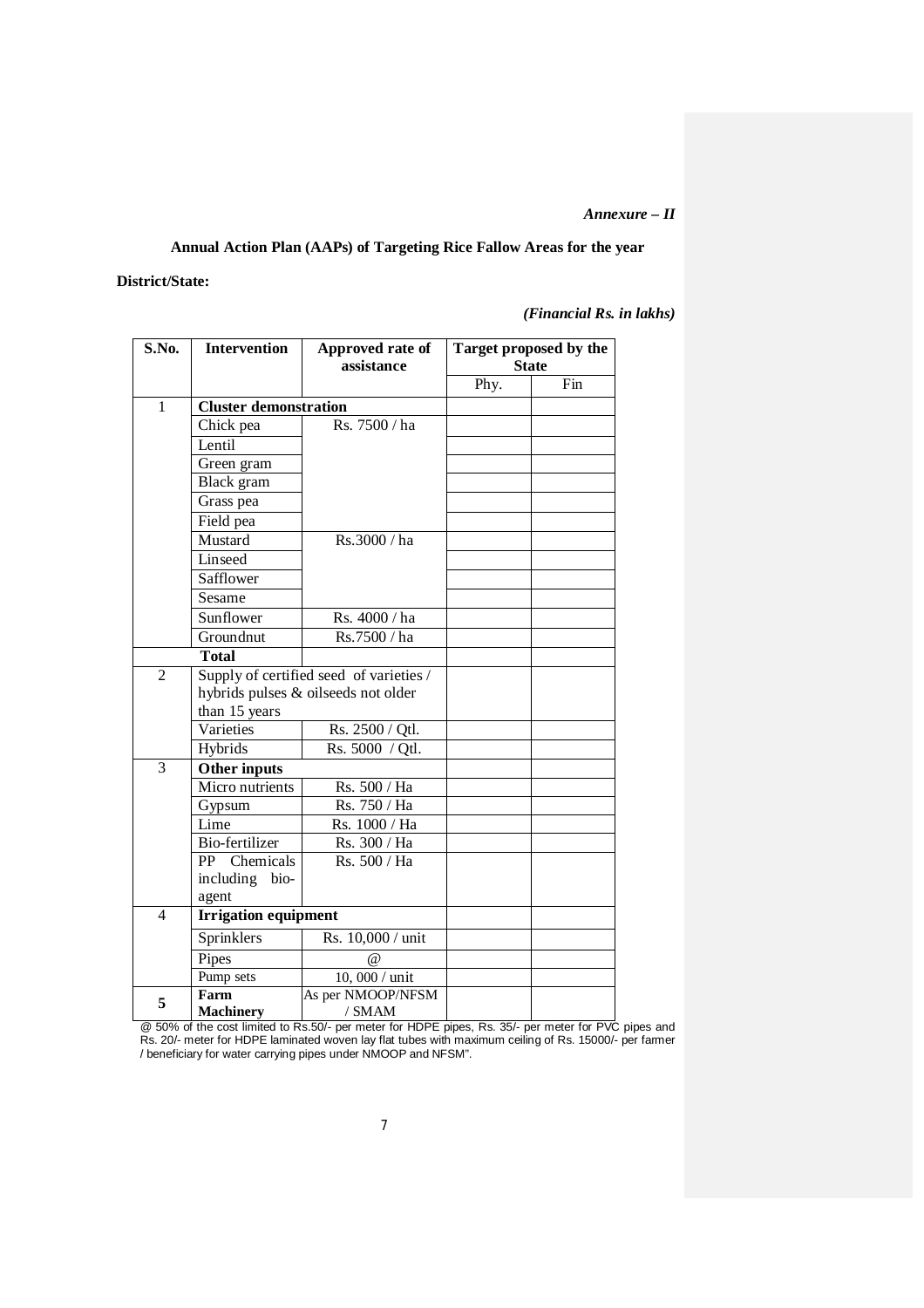*Annexure – II*

**Annual Action Plan (AAPs) of Targeting Rice Fallow Areas for the year**

**District/State:**

*(Financial Rs. in lakhs)*

| S.No. | Intervention | Approved rate of assistance | Target proposed by the State | |
|---|---|---|---|---|
| | | | Phy. | Fin |
| 1 | **Cluster demonstration** | | | |
| | Chick pea | Rs. 7500 / ha | | |
| | Lentil | | | |
| | Green gram | | | |
| | Black gram | | | |
| | Grass pea | | | |
| | Field pea | | | |
| | Mustard | Rs.3000 / ha | | |
| | Linseed | | | |
| | Safflower | | | |
| | Sesame | | | |
| | Sunflower | Rs. 4000 / ha | | |
| | Groundnut | Rs.7500 / ha | | |
| | **Total** | | | |
| 2 | Supply of certified seed of varieties / hybrids pulses & oilseeds not older than 15 years | | | |
| | Varieties | Rs. 2500 / Qtl. | | |
| | Hybrids | Rs. 5000 / Qtl. | | |
| 3 | **Other inputs** | | | |
| | Micro nutrients | Rs. 500 / Ha | | |
| | Gypsum | Rs. 750 / Ha | | |
| | Lime | Rs. 1000 / Ha | | |
| | Bio-fertilizer | Rs. 300 / Ha | | |
| | PP Chemicals including bio-agent | Rs. 500 / Ha | | |
| 4 | **Irrigation equipment** | | | |
| | Sprinklers | Rs. 10,000 / unit | | |
| | Pipes | @ | | |
| | Pump sets | 10, 000 / unit | | |
| **5** | **Farm Machinery** | As per NMOOP/NFSM / SMAM | | |

@ 50% of the cost limited to Rs.50/- per meter for HDPE pipes, Rs. 35/- per meter for PVC pipes and Rs. 20/- meter for HDPE laminated woven lay flat tubes with maximum ceiling of Rs. 15000/- per farmer / beneficiary for water carrying pipes under NMOOP and NFSM".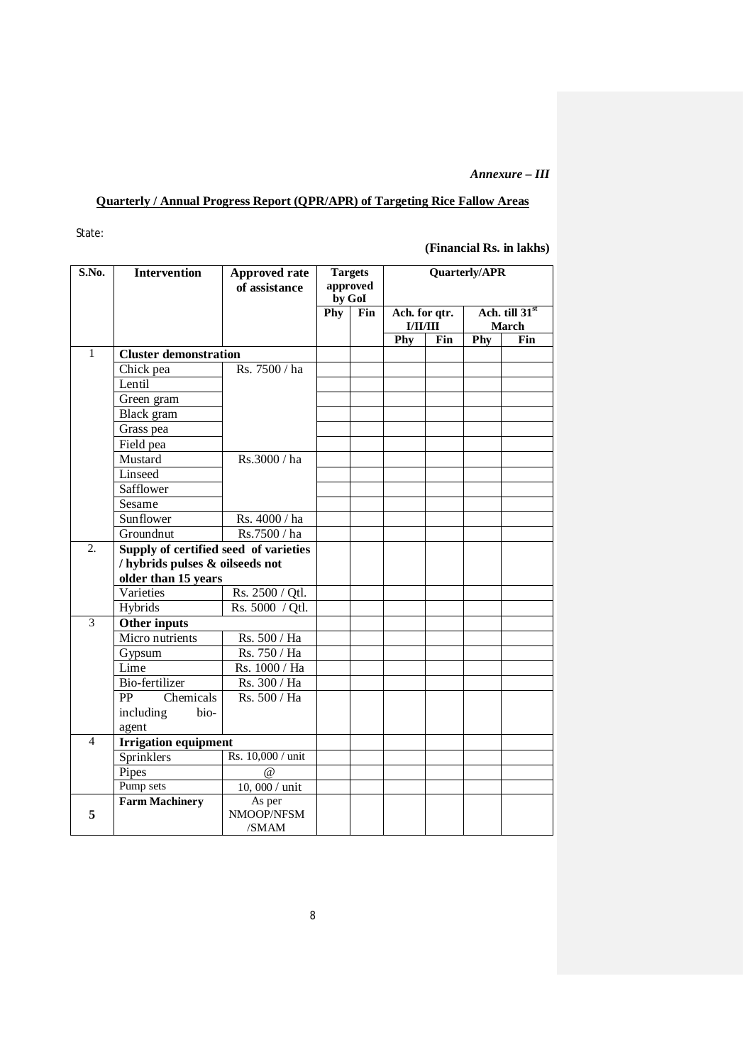*Annexure – III*

**Quarterly / Annual Progress Report (QPR/APR) of Targeting Rice Fallow Areas**

State:

**(Financial Rs. in lakhs)**

| S.No. | Intervention | Approved rate of assistance | Targets approved by GoI | | Quarterly/APR | | | |
|---|---|---|---|---|---|---|---|---|
| | | | Phy | Fin | Ach. for qtr. I/II/III | | Ach. till 31st March | |
| | | | | | Phy | Fin | Phy | Fin |
| 1 | **Cluster demonstration** | | | | | | | |
| | Chick pea | Rs. 7500 / ha | | | | | | |
| | Lentil | | | | | | | |
| | Green gram | | | | | | | |
| | Black gram | | | | | | | |
| | Grass pea | | | | | | | |
| | Field pea | | | | | | | |
| | Mustard | Rs.3000 / ha | | | | | | |
| | Linseed | | | | | | | |
| | Safflower | | | | | | | |
| | Sesame | | | | | | | |
| | Sunflower | Rs. 4000 / ha | | | | | | |
| | Groundnut | Rs.7500 / ha | | | | | | |
| 2. | **Supply of certified seed of varieties / hybrids pulses & oilseeds not older than 15 years** | | | | | | | |
| | Varieties | Rs. 2500 / Qtl. | | | | | | |
| | Hybrids | Rs. 5000 / Qtl. | | | | | | |
| 3 | **Other inputs** | | | | | | | |
| | Micro nutrients | Rs. 500 / Ha | | | | | | |
| | Gypsum | Rs. 750 / Ha | | | | | | |
| | Lime | Rs. 1000 / Ha | | | | | | |
| | Bio-fertilizer | Rs. 300 / Ha | | | | | | |
| | PP Chemicals including bio-agent | Rs. 500 / Ha | | | | | | |
| 4 | **Irrigation equipment** | | | | | | | |
| | Sprinklers | Rs. 10,000 / unit | | | | | | |
| | Pipes | @ | | | | | | |
| | Pump sets | 10, 000 / unit | | | | | | |
| **5** | **Farm Machinery** | As per NMOOP/NFSM /SMAM | | | | | | |